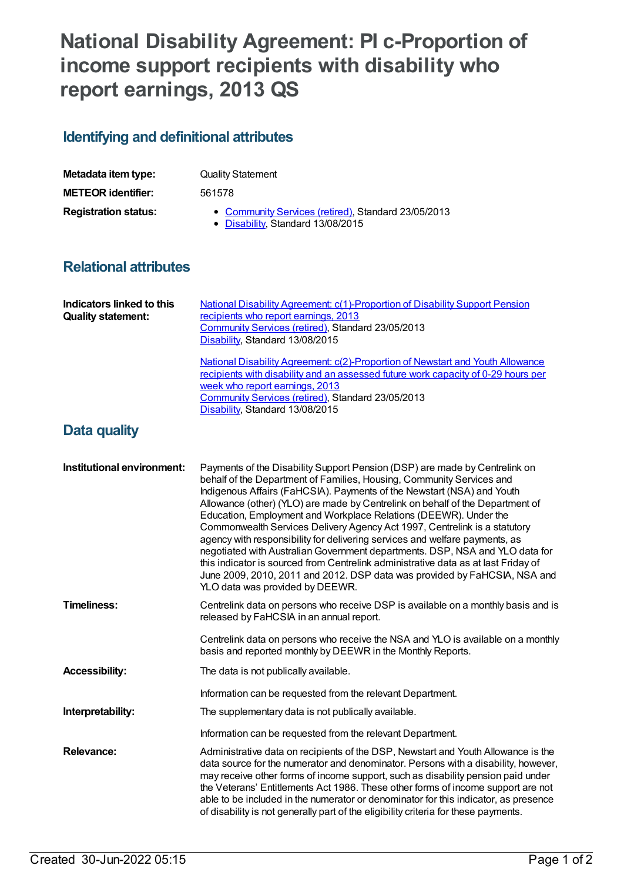# National Disability Agreement: PI c-Proportion of income support recipients with disability who report earnings, 2013 QS

## Identifying and definitional attributes

| | |
|---|---|
| **Metadata item type:** | Quality Statement |
| **METEOR identifier:** | 561578 |
| **Registration status:** | • Community Services (retired), Standard 23/05/2013<br>• Disability, Standard 13/08/2015 |

## Relational attributes

| | |
|---|---|
| **Indicators linked to this Quality statement:** | National Disability Agreement: c(1)-Proportion of Disability Support Pension recipients who report earnings, 2013<br>Community Services (retired), Standard 23/05/2013<br>Disability, Standard 13/08/2015<br><br>National Disability Agreement: c(2)-Proportion of Newstart and Youth Allowance recipients with disability and an assessed future work capacity of 0-29 hours per week who report earnings, 2013<br>Community Services (retired), Standard 23/05/2013<br>Disability, Standard 13/08/2015 |

## Data quality

| | |
|---|---|
| **Institutional environment:** | Payments of the Disability Support Pension (DSP) are made by Centrelink on behalf of the Department of Families, Housing, Community Services and Indigenous Affairs (FaHCSIA). Payments of the Newstart (NSA) and Youth Allowance (other) (YLO) are made by Centrelink on behalf of the Department of Education, Employment and Workplace Relations (DEEWR). Under the Commonwealth Services Delivery Agency Act 1997, Centrelink is a statutory agency with responsibility for delivering services and welfare payments, as negotiated with Australian Government departments. DSP, NSA and YLO data for this indicator is sourced from Centrelink administrative data as at last Friday of June 2009, 2010, 2011 and 2012. DSP data was provided by FaHCSIA, NSA and YLO data was provided by DEEWR. |
| **Timeliness:** | Centrelink data on persons who receive DSP is available on a monthly basis and is released by FaHCSIA in an annual report.<br><br>Centrelink data on persons who receive the NSA and YLO is available on a monthly basis and reported monthly by DEEWR in the Monthly Reports. |
| **Accessibility:** | The data is not publically available.<br><br>Information can be requested from the relevant Department. |
| **Interpretability:** | The supplementary data is not publically available.<br><br>Information can be requested from the relevant Department. |
| **Relevance:** | Administrative data on recipients of the DSP, Newstart and Youth Allowance is the data source for the numerator and denominator. Persons with a disability, however, may receive other forms of income support, such as disability pension paid under the Veterans' Entitlements Act 1986. These other forms of income support are not able to be included in the numerator or denominator for this indicator, as presence of disability is not generally part of the eligibility criteria for these payments. |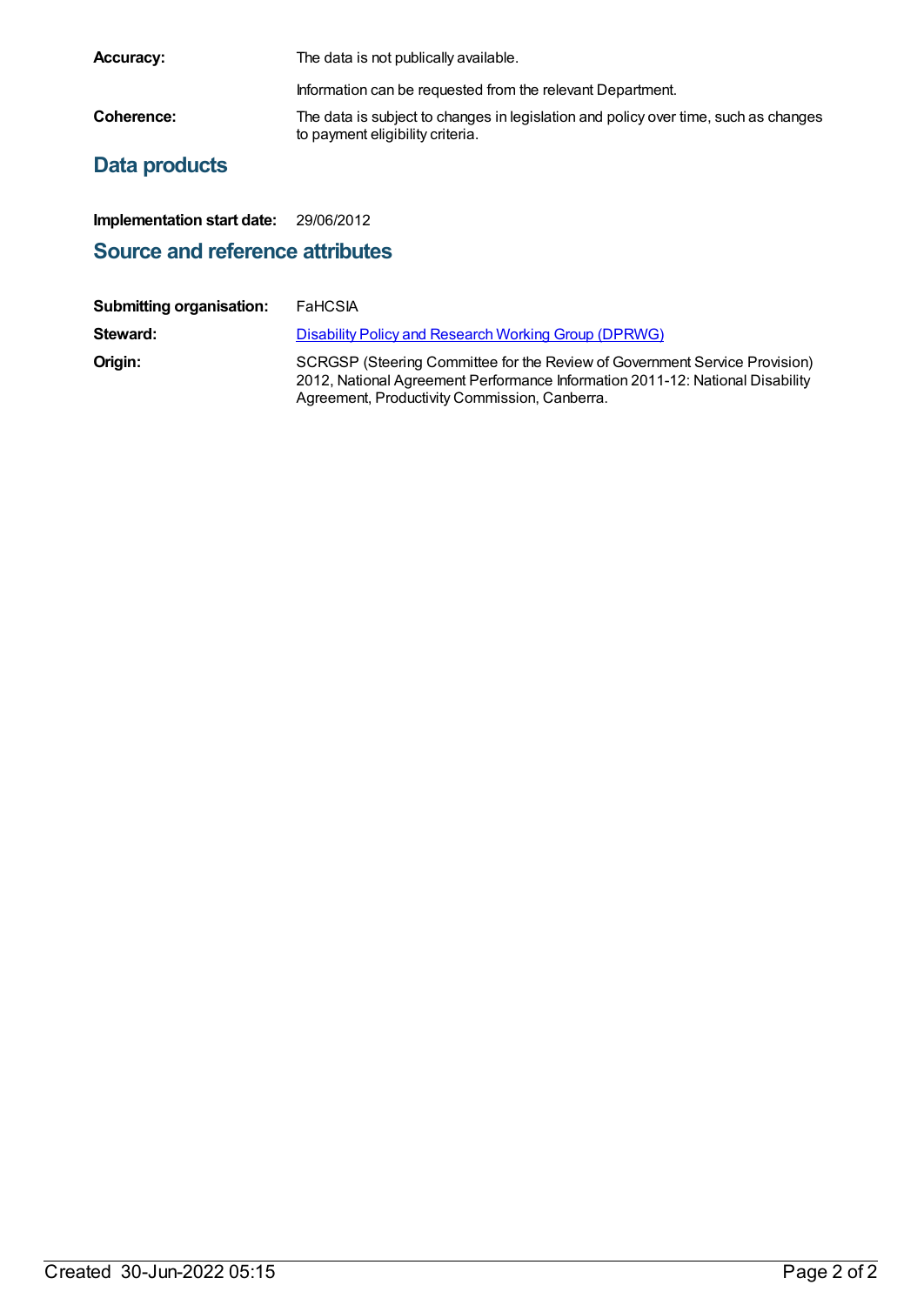**Accuracy:** The data is not publically available.

Information can be requested from the relevant Department.

**Coherence:** The data is subject to changes in legislation and policy over time, such as changes to payment eligibility criteria.

## Data products

**Implementation start date:** 29/06/2012

## Source and reference attributes

**Submitting organisation:** FaHCSIA

**Steward:** Disability Policy and Research Working Group (DPRWG)

**Origin:** SCRGSP (Steering Committee for the Review of Government Service Provision) 2012, National Agreement Performance Information 2011-12: National Disability Agreement, Productivity Commission, Canberra.